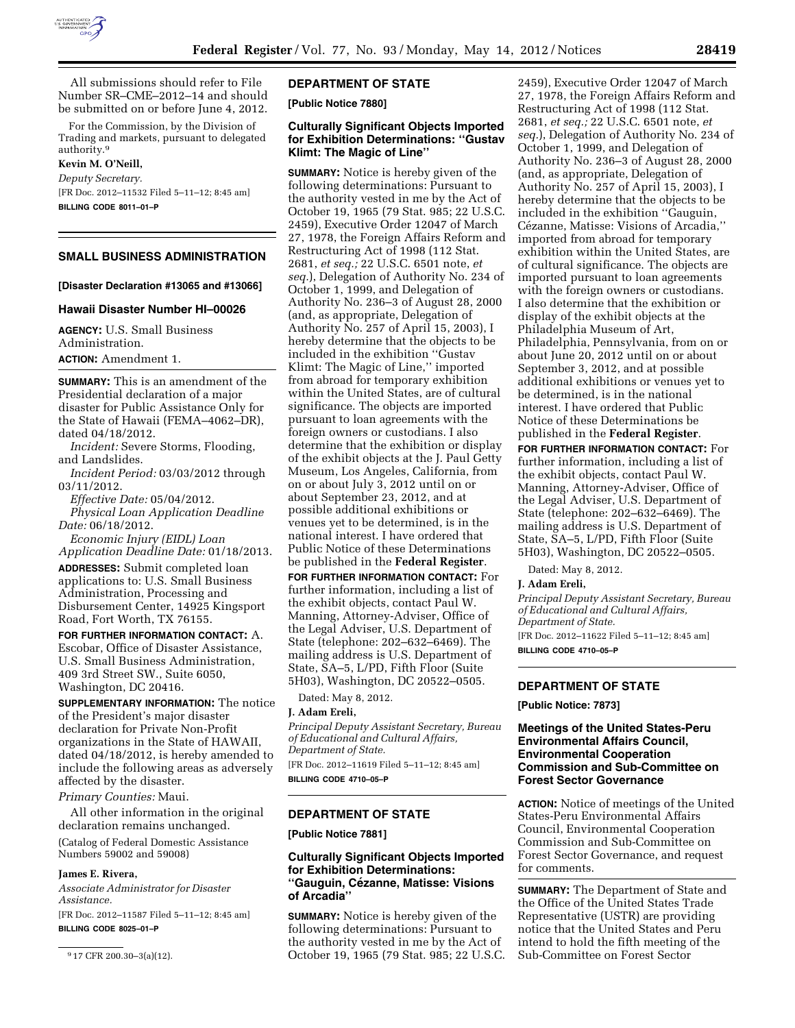All submissions should refer to File Number SR–CME–2012–14 and should be submitted on or before June 4, 2012.

For the Commission, by the Division of Trading and markets, pursuant to delegated authority.[9]

**Kevin M. O'Neill,**

*Deputy Secretary.*

[FR Doc. 2012–11532 Filed 5–11–12; 8:45 am]

**BILLING CODE 8011–01–P**

## SMALL BUSINESS ADMINISTRATION

**[Disaster Declaration #13065 and #13066]**

### Hawaii Disaster Number HI–00026

**AGENCY:** U.S. Small Business Administration.

**ACTION:** Amendment 1.

**SUMMARY:** This is an amendment of the Presidential declaration of a major disaster for Public Assistance Only for the State of Hawaii (FEMA–4062–DR), dated 04/18/2012.

*Incident:* Severe Storms, Flooding, and Landslides.

*Incident Period:* 03/03/2012 through 03/11/2012.

*Effective Date:* 05/04/2012.

*Physical Loan Application Deadline Date:* 06/18/2012.

*Economic Injury (EIDL) Loan Application Deadline Date:* 01/18/2013.

**ADDRESSES:** Submit completed loan applications to: U.S. Small Business Administration, Processing and Disbursement Center, 14925 Kingsport Road, Fort Worth, TX 76155.

**FOR FURTHER INFORMATION CONTACT:** A. Escobar, Office of Disaster Assistance, U.S. Small Business Administration, 409 3rd Street SW., Suite 6050, Washington, DC 20416.

**SUPPLEMENTARY INFORMATION:** The notice of the President's major disaster declaration for Private Non-Profit organizations in the State of HAWAII, dated 04/18/2012, is hereby amended to include the following areas as adversely affected by the disaster.

*Primary Counties:* Maui.

All other information in the original declaration remains unchanged.

(Catalog of Federal Domestic Assistance Numbers 59002 and 59008)

**James E. Rivera,**

*Associate Administrator for Disaster Assistance.*

[FR Doc. 2012–11587 Filed 5–11–12; 8:45 am]

**BILLING CODE 8025–01–P**

[9] 17 CFR 200.30–3(a)(12).

## DEPARTMENT OF STATE

**[Public Notice 7880]**

### Culturally Significant Objects Imported for Exhibition Determinations: "Gustav Klimt: The Magic of Line"

**SUMMARY:** Notice is hereby given of the following determinations: Pursuant to the authority vested in me by the Act of October 19, 1965 (79 Stat. 985; 22 U.S.C. 2459), Executive Order 12047 of March 27, 1978, the Foreign Affairs Reform and Restructuring Act of 1998 (112 Stat. 2681, *et seq.;* 22 U.S.C. 6501 note, *et seq.*), Delegation of Authority No. 234 of October 1, 1999, and Delegation of Authority No. 236–3 of August 28, 2000 (and, as appropriate, Delegation of Authority No. 257 of April 15, 2003), I hereby determine that the objects to be included in the exhibition "Gustav Klimt: The Magic of Line," imported from abroad for temporary exhibition within the United States, are of cultural significance. The objects are imported pursuant to loan agreements with the foreign owners or custodians. I also determine that the exhibition or display of the exhibit objects at the J. Paul Getty Museum, Los Angeles, California, from on or about July 3, 2012 until on or about September 23, 2012, and at possible additional exhibitions or venues yet to be determined, is in the national interest. I have ordered that Public Notice of these Determinations be published in the **Federal Register**.

**FOR FURTHER INFORMATION CONTACT:** For further information, including a list of the exhibit objects, contact Paul W. Manning, Attorney-Adviser, Office of the Legal Adviser, U.S. Department of State (telephone: 202–632–6469). The mailing address is U.S. Department of State, SA–5, L/PD, Fifth Floor (Suite 5H03), Washington, DC 20522–0505.

Dated: May 8, 2012.

**J. Adam Ereli,**

*Principal Deputy Assistant Secretary, Bureau of Educational and Cultural Affairs, Department of State.*

[FR Doc. 2012–11619 Filed 5–11–12; 8:45 am]

**BILLING CODE 4710–05–P**

## DEPARTMENT OF STATE

**[Public Notice 7881]**

### Culturally Significant Objects Imported for Exhibition Determinations: "Gauguin, Cézanne, Matisse: Visions of Arcadia"

**SUMMARY:** Notice is hereby given of the following determinations: Pursuant to the authority vested in me by the Act of October 19, 1965 (79 Stat. 985; 22 U.S.C. 2459), Executive Order 12047 of March 27, 1978, the Foreign Affairs Reform and Restructuring Act of 1998 (112 Stat. 2681, *et seq.;* 22 U.S.C. 6501 note, *et seq.*), Delegation of Authority No. 234 of October 1, 1999, and Delegation of Authority No. 236–3 of August 28, 2000 (and, as appropriate, Delegation of Authority No. 257 of April 15, 2003), I hereby determine that the objects to be included in the exhibition "Gauguin, Cézanne, Matisse: Visions of Arcadia," imported from abroad for temporary exhibition within the United States, are of cultural significance. The objects are imported pursuant to loan agreements with the foreign owners or custodians. I also determine that the exhibition or display of the exhibit objects at the Philadelphia Museum of Art, Philadelphia, Pennsylvania, from on or about June 20, 2012 until on or about September 3, 2012, and at possible additional exhibitions or venues yet to be determined, is in the national interest. I have ordered that Public Notice of these Determinations be published in the **Federal Register**.

**FOR FURTHER INFORMATION CONTACT:** For further information, including a list of the exhibit objects, contact Paul W. Manning, Attorney-Adviser, Office of the Legal Adviser, U.S. Department of State (telephone: 202–632–6469). The mailing address is U.S. Department of State, SA–5, L/PD, Fifth Floor (Suite 5H03), Washington, DC 20522–0505.

Dated: May 8, 2012.

**J. Adam Ereli,**

*Principal Deputy Assistant Secretary, Bureau of Educational and Cultural Affairs, Department of State.*

[FR Doc. 2012–11622 Filed 5–11–12; 8:45 am]

**BILLING CODE 4710–05–P**

## DEPARTMENT OF STATE

**[Public Notice: 7873]**

### Meetings of the United States-Peru Environmental Affairs Council, Environmental Cooperation Commission and Sub-Committee on Forest Sector Governance

**ACTION:** Notice of meetings of the United States-Peru Environmental Affairs Council, Environmental Cooperation Commission and Sub-Committee on Forest Sector Governance, and request for comments.

**SUMMARY:** The Department of State and the Office of the United States Trade Representative (USTR) are providing notice that the United States and Peru intend to hold the fifth meeting of the Sub-Committee on Forest Sector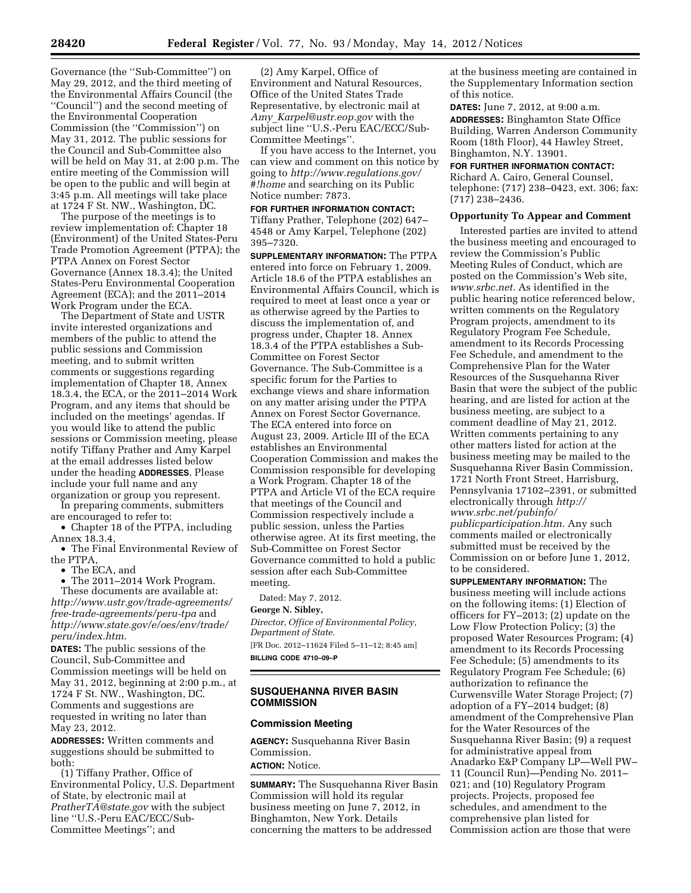Governance (the ''Sub-Committee'') on May 29, 2012, and the third meeting of the Environmental Affairs Council (the ''Council'') and the second meeting of the Environmental Cooperation Commission (the ''Commission'') on May 31, 2012. The public sessions for the Council and Sub-Committee also will be held on May 31, at 2:00 p.m. The entire meeting of the Commission will be open to the public and will begin at 3:45 p.m. All meetings will take place at 1724 F St. NW., Washington, DC.

The purpose of the meetings is to review implementation of: Chapter 18 (Environment) of the United States-Peru Trade Promotion Agreement (PTPA); the PTPA Annex on Forest Sector Governance (Annex 18.3.4); the United States-Peru Environmental Cooperation Agreement (ECA); and the 2011–2014 Work Program under the ECA.

The Department of State and USTR invite interested organizations and members of the public to attend the public sessions and Commission meeting, and to submit written comments or suggestions regarding implementation of Chapter 18, Annex 18.3.4, the ECA, or the 2011–2014 Work Program, and any items that should be included on the meetings' agendas. If you would like to attend the public sessions or Commission meeting, please notify Tiffany Prather and Amy Karpel at the email addresses listed below under the heading **ADDRESSES**. Please include your full name and any organization or group you represent.

In preparing comments, submitters are encouraged to refer to:

- Chapter 18 of the PTPA, including Annex 18.3.4,
- The Final Environmental Review of the PTPA,
- The ECA, and
- The 2011–2014 Work Program.

These documents are available at: *http://www.ustr.gov/trade-agreements/free-trade-agreements/peru-tpa* and *http://www.state.gov/e/oes/env/trade/peru/index.htm*.

**DATES:** The public sessions of the Council, Sub-Committee and Commission meetings will be held on May 31, 2012, beginning at 2:00 p.m., at 1724 F St. NW., Washington, DC. Comments and suggestions are requested in writing no later than May 23, 2012.

**ADDRESSES:** Written comments and suggestions should be submitted to both:

(1) Tiffany Prather, Office of Environmental Policy, U.S. Department of State, by electronic mail at *PratherTA@state.gov* with the subject line ''U.S.-Peru EAC/ECC/Sub-Committee Meetings''; and

(2) Amy Karpel, Office of Environment and Natural Resources, Office of the United States Trade Representative, by electronic mail at *Amy_Karpel@ustr.eop.gov* with the subject line ''U.S.-Peru EAC/ECC/Sub-Committee Meetings''.

If you have access to the Internet, you can view and comment on this notice by going to *http://www.regulations.gov/#!home* and searching on its Public Notice number: 7873.

**FOR FURTHER INFORMATION CONTACT:** Tiffany Prather, Telephone (202) 647–4548 or Amy Karpel, Telephone (202) 395–7320.

**SUPPLEMENTARY INFORMATION:** The PTPA entered into force on February 1, 2009. Article 18.6 of the PTPA establishes an Environmental Affairs Council, which is required to meet at least once a year or as otherwise agreed by the Parties to discuss the implementation of, and progress under, Chapter 18. Annex 18.3.4 of the PTPA establishes a Sub-Committee on Forest Sector Governance. The Sub-Committee is a specific forum for the Parties to exchange views and share information on any matter arising under the PTPA Annex on Forest Sector Governance. The ECA entered into force on August 23, 2009. Article III of the ECA establishes an Environmental Cooperation Commission and makes the Commission responsible for developing a Work Program. Chapter 18 of the PTPA and Article VI of the ECA require that meetings of the Council and Commission respectively include a public session, unless the Parties otherwise agree. At its first meeting, the Sub-Committee on Forest Sector Governance committed to hold a public session after each Sub-Committee meeting.

Dated: May 7, 2012.

**George N. Sibley,**

*Director, Office of Environmental Policy, Department of State.*

[FR Doc. 2012–11624 Filed 5–11–12; 8:45 am]

**BILLING CODE 4710–09–P**

## SUSQUEHANNA RIVER BASIN COMMISSION

### Commission Meeting

**AGENCY:** Susquehanna River Basin Commission.

**ACTION:** Notice.

**SUMMARY:** The Susquehanna River Basin Commission will hold its regular business meeting on June 7, 2012, in Binghamton, New York. Details concerning the matters to be addressed at the business meeting are contained in the Supplementary Information section of this notice.

**DATES:** June 7, 2012, at 9:00 a.m.

**ADDRESSES:** Binghamton State Office Building, Warren Anderson Community Room (18th Floor), 44 Hawley Street, Binghamton, N.Y. 13901.

**FOR FURTHER INFORMATION CONTACT:** Richard A. Cairo, General Counsel, telephone: (717) 238–0423, ext. 306; fax: (717) 238–2436.

### Opportunity To Appear and Comment

Interested parties are invited to attend the business meeting and encouraged to review the Commission's Public Meeting Rules of Conduct, which are posted on the Commission's Web site, *www.srbc.net.* As identified in the public hearing notice referenced below, written comments on the Regulatory Program projects, amendment to its Regulatory Program Fee Schedule, amendment to its Records Processing Fee Schedule, and amendment to the Comprehensive Plan for the Water Resources of the Susquehanna River Basin that were the subject of the public hearing, and are listed for action at the business meeting, are subject to a comment deadline of May 21, 2012. Written comments pertaining to any other matters listed for action at the business meeting may be mailed to the Susquehanna River Basin Commission, 1721 North Front Street, Harrisburg, Pennsylvania 17102–2391, or submitted electronically through *http://www.srbc.net/pubinfo/publicparticipation.htm.* Any such comments mailed or electronically submitted must be received by the Commission on or before June 1, 2012, to be considered.

**SUPPLEMENTARY INFORMATION:** The business meeting will include actions on the following items: (1) Election of officers for FY–2013; (2) update on the Low Flow Protection Policy; (3) the proposed Water Resources Program; (4) amendment to its Records Processing Fee Schedule; (5) amendments to its Regulatory Program Fee Schedule; (6) authorization to refinance the Curwensville Water Storage Project; (7) adoption of a FY–2014 budget; (8) amendment of the Comprehensive Plan for the Water Resources of the Susquehanna River Basin; (9) a request for administrative appeal from Anadarko E&P Company LP—Well PW–11 (Council Run)—Pending No. 2011–021; and (10) Regulatory Program projects. Projects, proposed fee schedules, and amendment to the comprehensive plan listed for Commission action are those that were